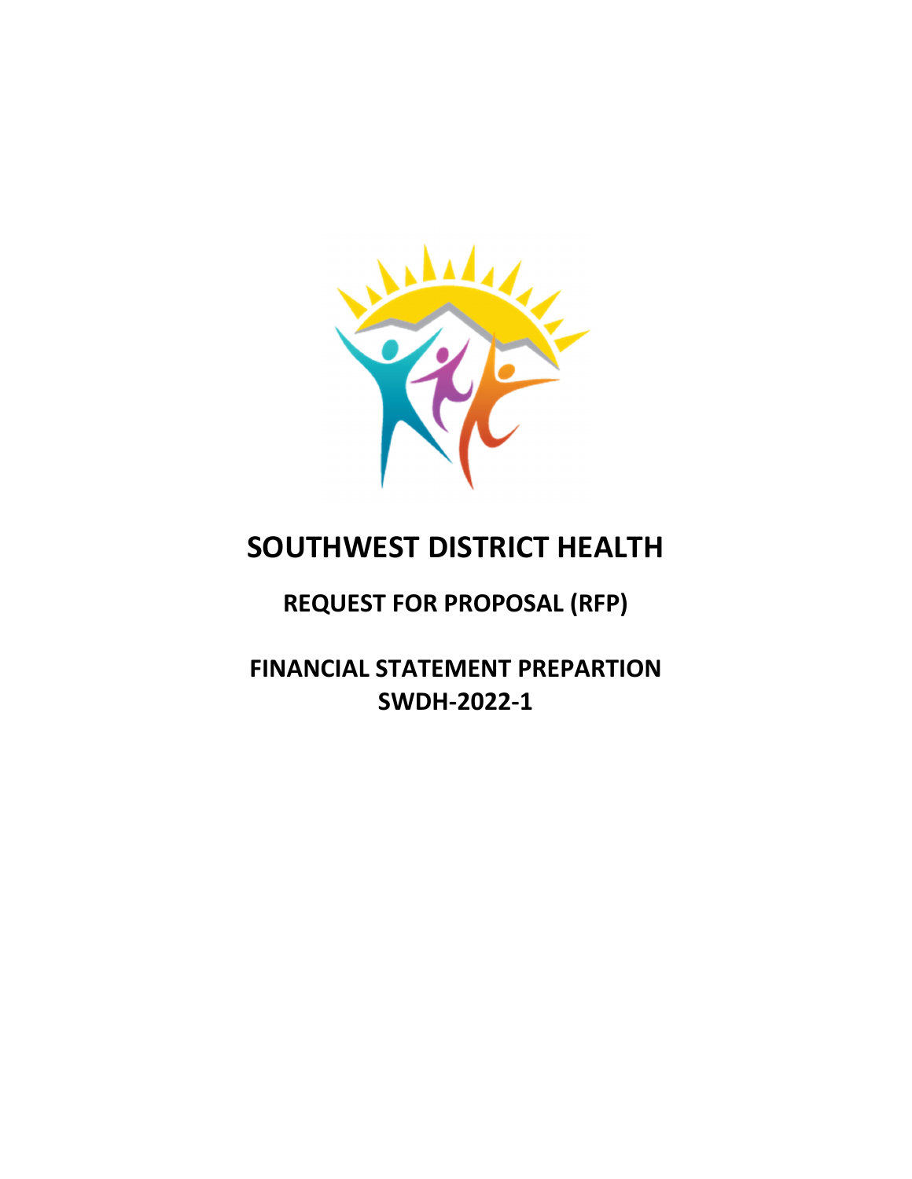# SOUTHWEST DISTRICT HEALTH

## REQUEST FOR PROPOSAL (RFP)

## FINANCIAL STATEMENT PREPARTION
## SWDH-2022-1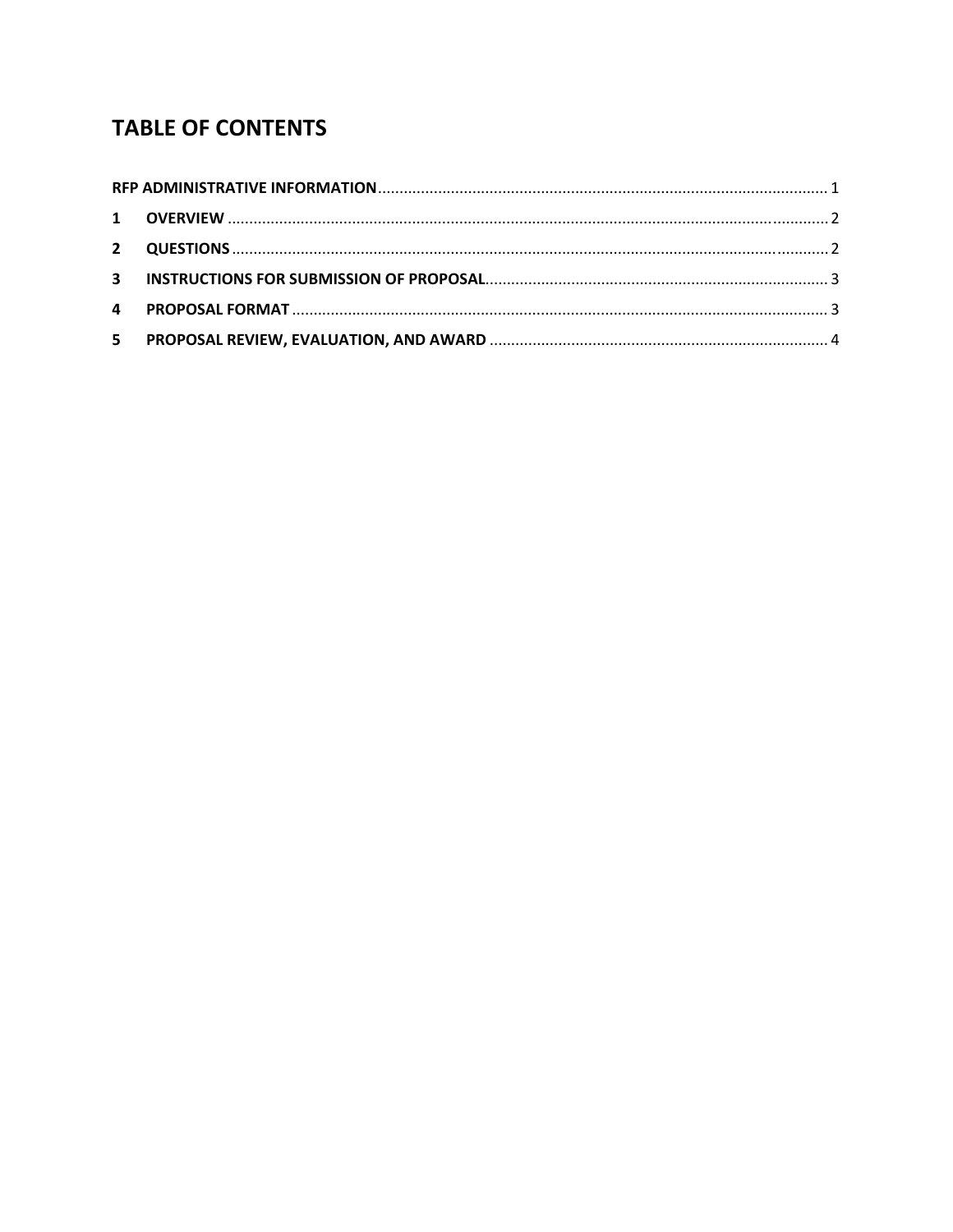# TABLE OF CONTENTS

**RFP ADMINISTRATIVE INFORMATION** .......... 1

**1 OVERVIEW** .......... 2

**2 QUESTIONS** .......... 2

**3 INSTRUCTIONS FOR SUBMISSION OF PROPOSAL** .......... 3

**4 PROPOSAL FORMAT** .......... 3

**5 PROPOSAL REVIEW, EVALUATION, AND AWARD** .......... 4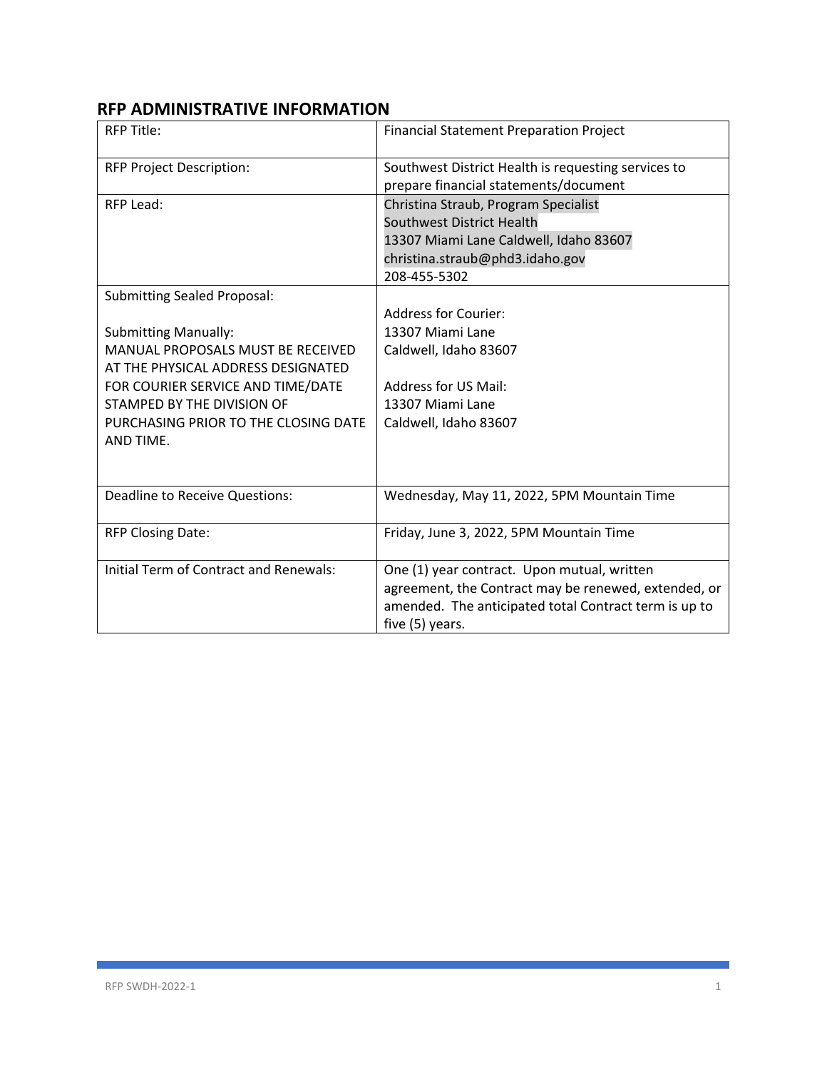## RFP ADMINISTRATIVE INFORMATION

| RFP Title: | Financial Statement Preparation Project |
|---|---|
| RFP Project Description: | Southwest District Health is requesting services to prepare financial statements/document |
| RFP Lead: | Christina Straub, Program Specialist<br>Southwest District Health<br>13307 Miami Lane Caldwell, Idaho 83607<br>christina.straub@phd3.idaho.gov<br>208-455-5302 |
| Submitting Sealed Proposal:<br><br>Submitting Manually:<br>MANUAL PROPOSALS MUST BE RECEIVED AT THE PHYSICAL ADDRESS DESIGNATED FOR COURIER SERVICE AND TIME/DATE STAMPED BY THE DIVISION OF PURCHASING PRIOR TO THE CLOSING DATE AND TIME. | Address for Courier:<br>13307 Miami Lane<br>Caldwell, Idaho 83607<br><br>Address for US Mail:<br>13307 Miami Lane<br>Caldwell, Idaho 83607 |
| Deadline to Receive Questions: | Wednesday, May 11, 2022, 5PM Mountain Time |
| RFP Closing Date: | Friday, June 3, 2022, 5PM Mountain Time |
| Initial Term of Contract and Renewals: | One (1) year contract. Upon mutual, written agreement, the Contract may be renewed, extended, or amended. The anticipated total Contract term is up to five (5) years. |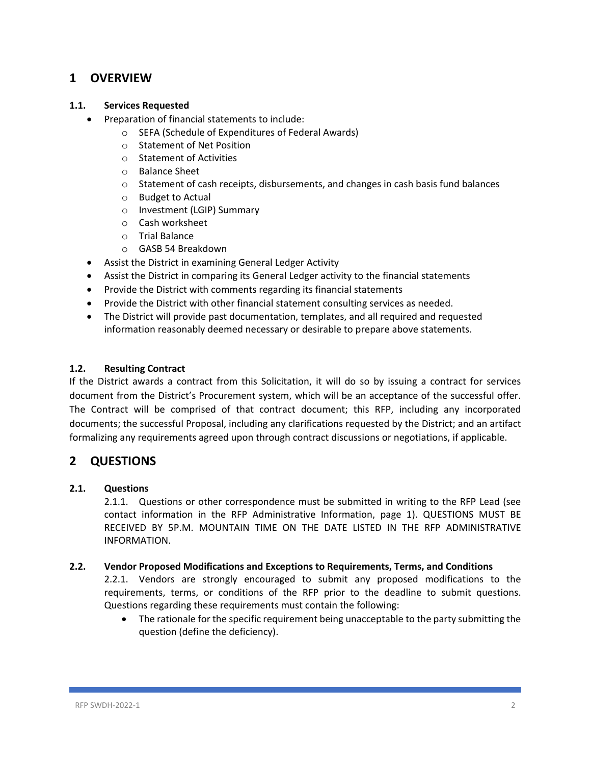# 1 OVERVIEW

### 1.1. Services Requested

- Preparation of financial statements to include:
  - SEFA (Schedule of Expenditures of Federal Awards)
  - Statement of Net Position
  - Statement of Activities
  - Balance Sheet
  - Statement of cash receipts, disbursements, and changes in cash basis fund balances
  - Budget to Actual
  - Investment (LGIP) Summary
  - Cash worksheet
  - Trial Balance
  - GASB 54 Breakdown
- Assist the District in examining General Ledger Activity
- Assist the District in comparing its General Ledger activity to the financial statements
- Provide the District with comments regarding its financial statements
- Provide the District with other financial statement consulting services as needed.
- The District will provide past documentation, templates, and all required and requested information reasonably deemed necessary or desirable to prepare above statements.

### 1.2. Resulting Contract

If the District awards a contract from this Solicitation, it will do so by issuing a contract for services document from the District's Procurement system, which will be an acceptance of the successful offer. The Contract will be comprised of that contract document; this RFP, including any incorporated documents; the successful Proposal, including any clarifications requested by the District; and an artifact formalizing any requirements agreed upon through contract discussions or negotiations, if applicable.

# 2 QUESTIONS

### 2.1. Questions

2.1.1. Questions or other correspondence must be submitted in writing to the RFP Lead (see contact information in the RFP Administrative Information, page 1). QUESTIONS MUST BE RECEIVED BY 5P.M. MOUNTAIN TIME ON THE DATE LISTED IN THE RFP ADMINISTRATIVE INFORMATION.

### 2.2. Vendor Proposed Modifications and Exceptions to Requirements, Terms, and Conditions

2.2.1. Vendors are strongly encouraged to submit any proposed modifications to the requirements, terms, or conditions of the RFP prior to the deadline to submit questions. Questions regarding these requirements must contain the following:

- The rationale for the specific requirement being unacceptable to the party submitting the question (define the deficiency).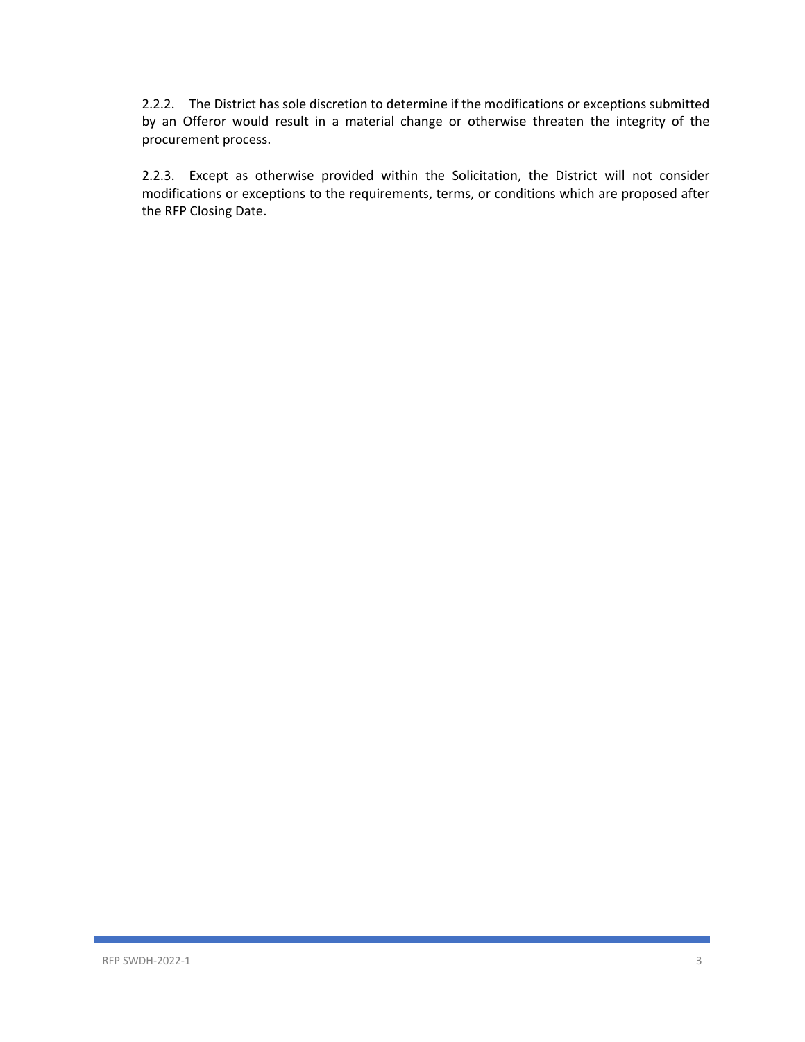2.2.2. The District has sole discretion to determine if the modifications or exceptions submitted by an Offeror would result in a material change or otherwise threaten the integrity of the procurement process.

2.2.3. Except as otherwise provided within the Solicitation, the District will not consider modifications or exceptions to the requirements, terms, or conditions which are proposed after the RFP Closing Date.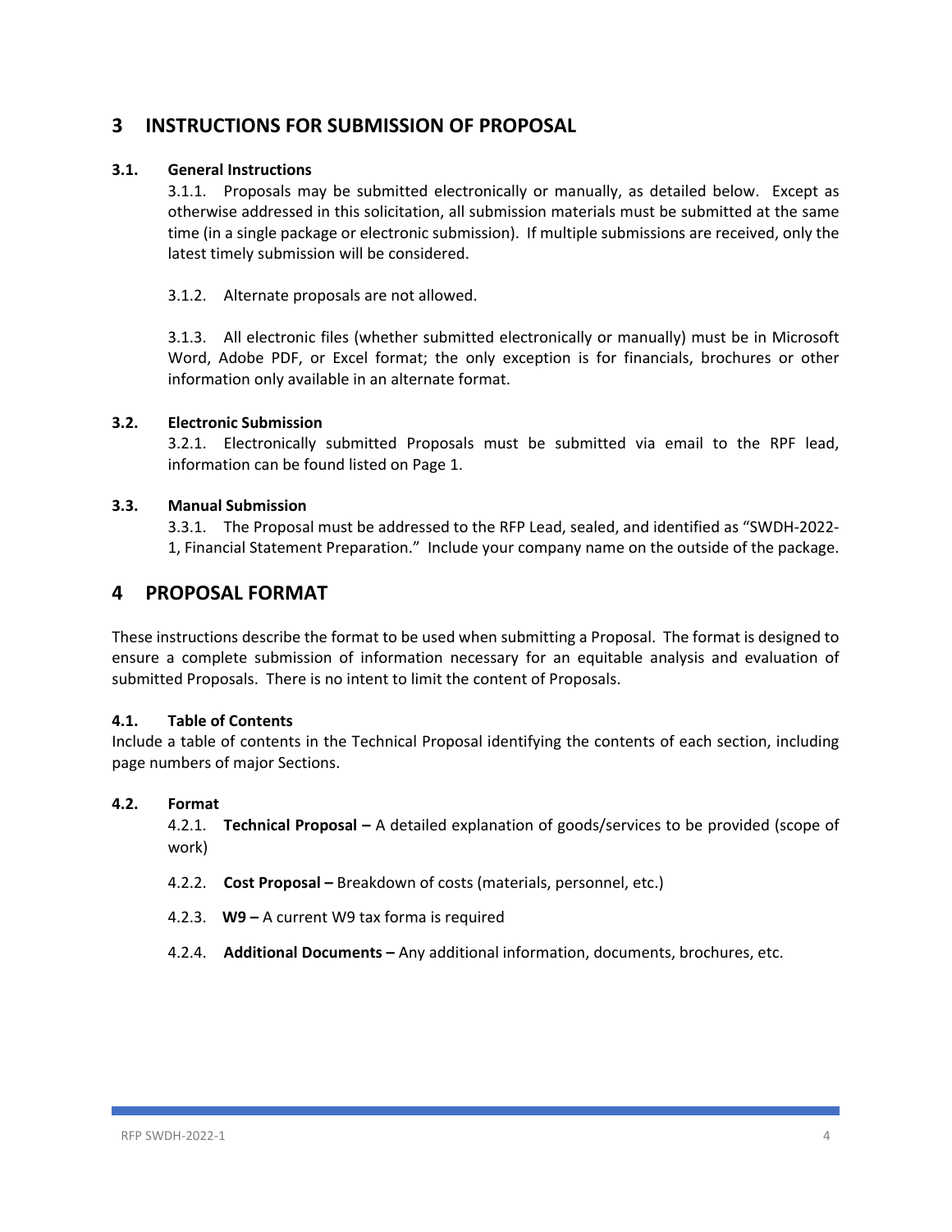# 3 INSTRUCTIONS FOR SUBMISSION OF PROPOSAL

## 3.1. General Instructions

3.1.1. Proposals may be submitted electronically or manually, as detailed below. Except as otherwise addressed in this solicitation, all submission materials must be submitted at the same time (in a single package or electronic submission). If multiple submissions are received, only the latest timely submission will be considered.

3.1.2. Alternate proposals are not allowed.

3.1.3. All electronic files (whether submitted electronically or manually) must be in Microsoft Word, Adobe PDF, or Excel format; the only exception is for financials, brochures or other information only available in an alternate format.

## 3.2. Electronic Submission

3.2.1. Electronically submitted Proposals must be submitted via email to the RPF lead, information can be found listed on Page 1.

## 3.3. Manual Submission

3.3.1. The Proposal must be addressed to the RFP Lead, sealed, and identified as "SWDH-2022-1, Financial Statement Preparation." Include your company name on the outside of the package.

# 4 PROPOSAL FORMAT

These instructions describe the format to be used when submitting a Proposal. The format is designed to ensure a complete submission of information necessary for an equitable analysis and evaluation of submitted Proposals. There is no intent to limit the content of Proposals.

## 4.1. Table of Contents

Include a table of contents in the Technical Proposal identifying the contents of each section, including page numbers of major Sections.

## 4.2. Format

4.2.1. **Technical Proposal –** A detailed explanation of goods/services to be provided (scope of work)

4.2.2. **Cost Proposal –** Breakdown of costs (materials, personnel, etc.)

4.2.3. **W9 –** A current W9 tax forma is required

4.2.4. **Additional Documents –** Any additional information, documents, brochures, etc.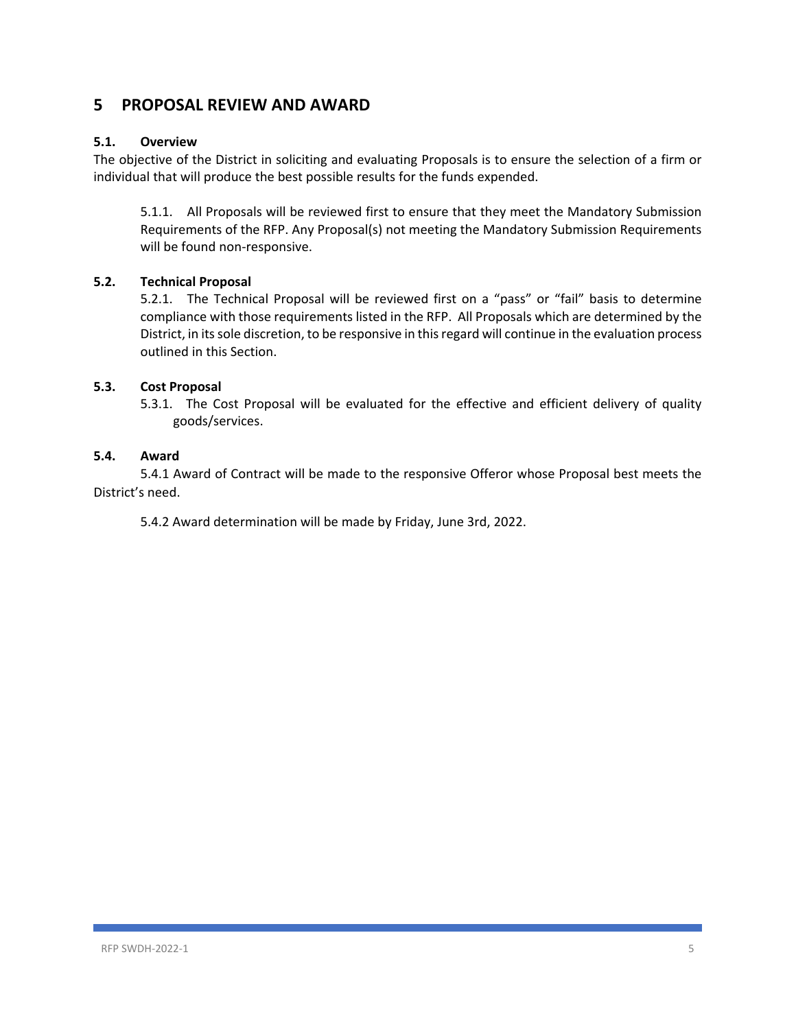# 5 PROPOSAL REVIEW AND AWARD

### 5.1. Overview

The objective of the District in soliciting and evaluating Proposals is to ensure the selection of a firm or individual that will produce the best possible results for the funds expended.

5.1.1. All Proposals will be reviewed first to ensure that they meet the Mandatory Submission Requirements of the RFP. Any Proposal(s) not meeting the Mandatory Submission Requirements will be found non-responsive.

### 5.2. Technical Proposal

5.2.1. The Technical Proposal will be reviewed first on a "pass" or "fail" basis to determine compliance with those requirements listed in the RFP. All Proposals which are determined by the District, in its sole discretion, to be responsive in this regard will continue in the evaluation process outlined in this Section.

### 5.3. Cost Proposal

5.3.1. The Cost Proposal will be evaluated for the effective and efficient delivery of quality goods/services.

### 5.4. Award

5.4.1 Award of Contract will be made to the responsive Offeror whose Proposal best meets the District's need.

5.4.2 Award determination will be made by Friday, June 3rd, 2022.